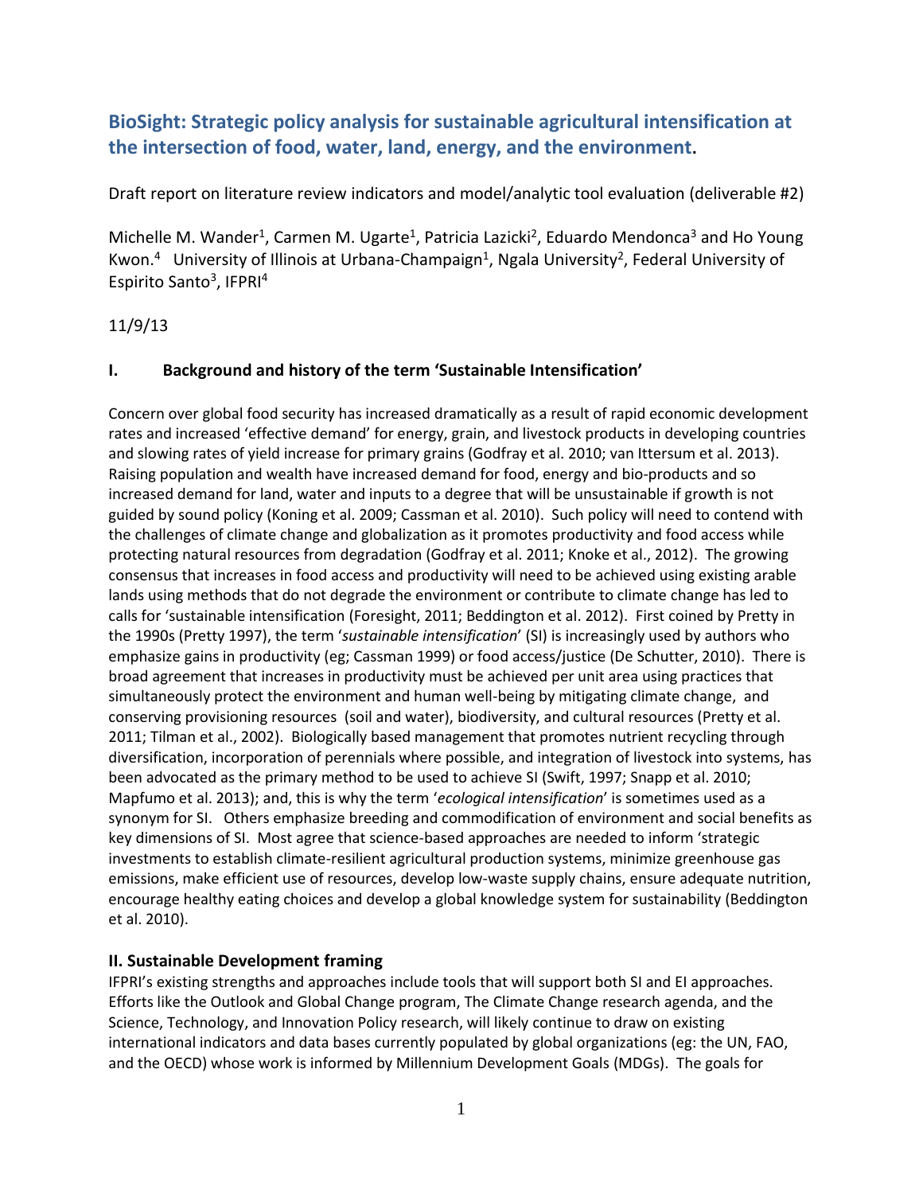# BioSight: Strategic policy analysis for sustainable agricultural intensification at the intersection of food, water, land, energy, and the environment.

Draft report on literature review indicators and model/analytic tool evaluation (deliverable #2)

Michelle M. Wander[1], Carmen M. Ugarte[1], Patricia Lazicki[2], Eduardo Mendonca[3] and Ho Young Kwon.[4] University of Illinois at Urbana-Champaign[1], Ngala University[2], Federal University of Espirito Santo[3], IFPRI[4]

11/9/13

## I. Background and history of the term 'Sustainable Intensification'

Concern over global food security has increased dramatically as a result of rapid economic development rates and increased 'effective demand' for energy, grain, and livestock products in developing countries and slowing rates of yield increase for primary grains (Godfray et al. 2010; van Ittersum et al. 2013). Raising population and wealth have increased demand for food, energy and bio-products and so increased demand for land, water and inputs to a degree that will be unsustainable if growth is not guided by sound policy (Koning et al. 2009; Cassman et al. 2010). Such policy will need to contend with the challenges of climate change and globalization as it promotes productivity and food access while protecting natural resources from degradation (Godfray et al. 2011; Knoke et al., 2012). The growing consensus that increases in food access and productivity will need to be achieved using existing arable lands using methods that do not degrade the environment or contribute to climate change has led to calls for 'sustainable intensification (Foresight, 2011; Beddington et al. 2012). First coined by Pretty in the 1990s (Pretty 1997), the term '*sustainable intensification*' (SI) is increasingly used by authors who emphasize gains in productivity (eg; Cassman 1999) or food access/justice (De Schutter, 2010). There is broad agreement that increases in productivity must be achieved per unit area using practices that simultaneously protect the environment and human well-being by mitigating climate change, and conserving provisioning resources (soil and water), biodiversity, and cultural resources (Pretty et al. 2011; Tilman et al., 2002). Biologically based management that promotes nutrient recycling through diversification, incorporation of perennials where possible, and integration of livestock into systems, has been advocated as the primary method to be used to achieve SI (Swift, 1997; Snapp et al. 2010; Mapfumo et al. 2013); and, this is why the term '*ecological intensification*' is sometimes used as a synonym for SI. Others emphasize breeding and commodification of environment and social benefits as key dimensions of SI. Most agree that science-based approaches are needed to inform 'strategic investments to establish climate-resilient agricultural production systems, minimize greenhouse gas emissions, make efficient use of resources, develop low-waste supply chains, ensure adequate nutrition, encourage healthy eating choices and develop a global knowledge system for sustainability (Beddington et al. 2010).

## II. Sustainable Development framing

IFPRI's existing strengths and approaches include tools that will support both SI and EI approaches. Efforts like the Outlook and Global Change program, The Climate Change research agenda, and the Science, Technology, and Innovation Policy research, will likely continue to draw on existing international indicators and data bases currently populated by global organizations (eg: the UN, FAO, and the OECD) whose work is informed by Millennium Development Goals (MDGs). The goals for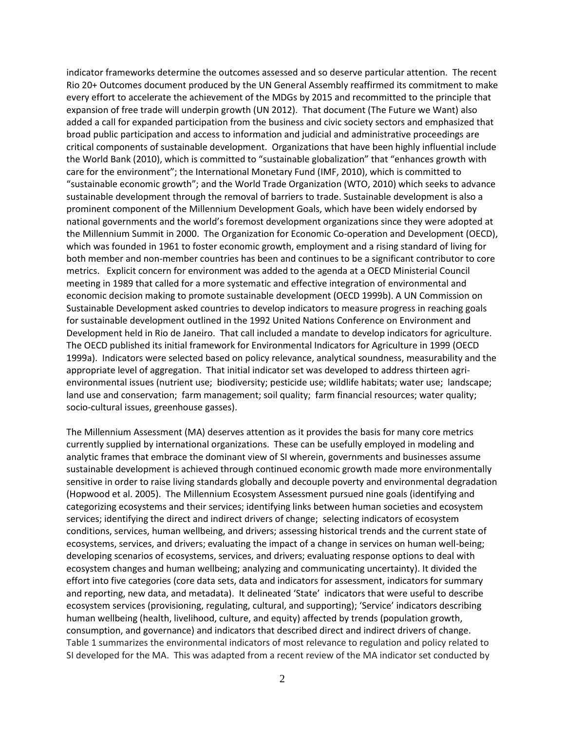indicator frameworks determine the outcomes assessed and so deserve particular attention. The recent Rio 20+ Outcomes document produced by the UN General Assembly reaffirmed its commitment to make every effort to accelerate the achievement of the MDGs by 2015 and recommitted to the principle that expansion of free trade will underpin growth (UN 2012). That document (The Future we Want) also added a call for expanded participation from the business and civic society sectors and emphasized that broad public participation and access to information and judicial and administrative proceedings are critical components of sustainable development. Organizations that have been highly influential include the World Bank (2010), which is committed to "sustainable globalization" that "enhances growth with care for the environment"; the International Monetary Fund (IMF, 2010), which is committed to "sustainable economic growth"; and the World Trade Organization (WTO, 2010) which seeks to advance sustainable development through the removal of barriers to trade. Sustainable development is also a prominent component of the Millennium Development Goals, which have been widely endorsed by national governments and the world's foremost development organizations since they were adopted at the Millennium Summit in 2000. The Organization for Economic Co-operation and Development (OECD), which was founded in 1961 to foster economic growth, employment and a rising standard of living for both member and non-member countries has been and continues to be a significant contributor to core metrics. Explicit concern for environment was added to the agenda at a OECD Ministerial Council meeting in 1989 that called for a more systematic and effective integration of environmental and economic decision making to promote sustainable development (OECD 1999b). A UN Commission on Sustainable Development asked countries to develop indicators to measure progress in reaching goals for sustainable development outlined in the 1992 United Nations Conference on Environment and Development held in Rio de Janeiro. That call included a mandate to develop indicators for agriculture. The OECD published its initial framework for Environmental Indicators for Agriculture in 1999 (OECD 1999a). Indicators were selected based on policy relevance, analytical soundness, measurability and the appropriate level of aggregation. That initial indicator set was developed to address thirteen agri-environmental issues (nutrient use; biodiversity; pesticide use; wildlife habitats; water use; landscape; land use and conservation; farm management; soil quality; farm financial resources; water quality; socio-cultural issues, greenhouse gasses).

The Millennium Assessment (MA) deserves attention as it provides the basis for many core metrics currently supplied by international organizations. These can be usefully employed in modeling and analytic frames that embrace the dominant view of SI wherein, governments and businesses assume sustainable development is achieved through continued economic growth made more environmentally sensitive in order to raise living standards globally and decouple poverty and environmental degradation (Hopwood et al. 2005). The Millennium Ecosystem Assessment pursued nine goals (identifying and categorizing ecosystems and their services; identifying links between human societies and ecosystem services; identifying the direct and indirect drivers of change; selecting indicators of ecosystem conditions, services, human wellbeing, and drivers; assessing historical trends and the current state of ecosystems, services, and drivers; evaluating the impact of a change in services on human well-being; developing scenarios of ecosystems, services, and drivers; evaluating response options to deal with ecosystem changes and human wellbeing; analyzing and communicating uncertainty). It divided the effort into five categories (core data sets, data and indicators for assessment, indicators for summary and reporting, new data, and metadata). It delineated 'State' indicators that were useful to describe ecosystem services (provisioning, regulating, cultural, and supporting); 'Service' indicators describing human wellbeing (health, livelihood, culture, and equity) affected by trends (population growth, consumption, and governance) and indicators that described direct and indirect drivers of change. Table 1 summarizes the environmental indicators of most relevance to regulation and policy related to SI developed for the MA. This was adapted from a recent review of the MA indicator set conducted by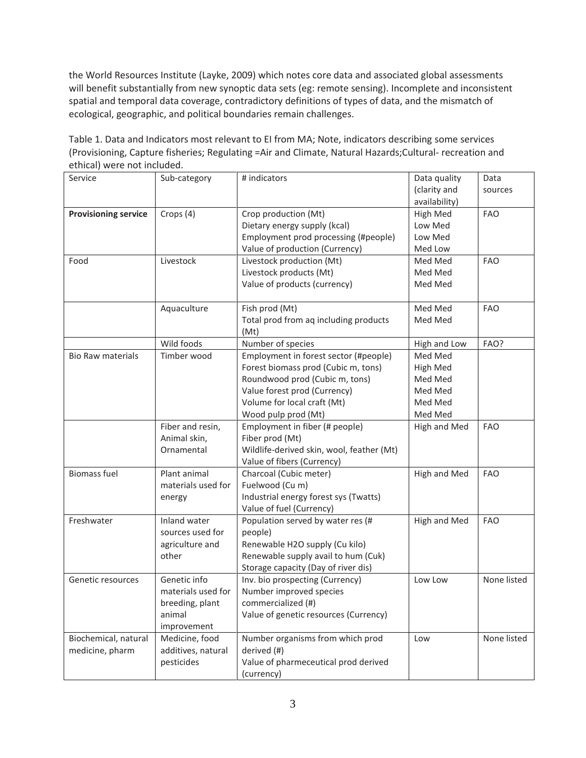the World Resources Institute (Layke, 2009) which notes core data and associated global assessments will benefit substantially from new synoptic data sets (eg: remote sensing). Incomplete and inconsistent spatial and temporal data coverage, contradictory definitions of types of data, and the mismatch of ecological, geographic, and political boundaries remain challenges.

Table 1. Data and Indicators most relevant to EI from MA; Note, indicators describing some services (Provisioning, Capture fisheries; Regulating =Air and Climate, Natural Hazards;Cultural- recreation and ethical) were not included.

| Service | Sub-category | # indicators | Data quality (clarity and availability) | Data sources |
|---|---|---|---|---|
| **Provisioning service** | Crops (4) | Crop production (Mt)<br>Dietary energy supply (kcal)<br>Employment prod processing (#people)<br>Value of production (Currency) | High Med<br>Low Med<br>Low Med<br>Med Low | FAO |
| Food | Livestock | Livestock production (Mt)<br>Livestock products (Mt)<br>Value of products (currency) | Med Med<br>Med Med<br>Med Med | FAO |
| | Aquaculture | Fish prod (Mt)<br>Total prod from aq including products (Mt) | Med Med<br>Med Med | FAO |
| | Wild foods | Number of species | High and Low | FAO? |
| Bio Raw materials | Timber wood | Employment in forest sector (#people)<br>Forest biomass prod (Cubic m, tons)<br>Roundwood prod (Cubic m, tons)<br>Value forest prod (Currency)<br>Volume for local craft (Mt)<br>Wood pulp prod (Mt) | Med Med<br>High Med<br>Med Med<br>Med Med<br>Med Med<br>Med Med | |
| | Fiber and resin, Animal skin, Ornamental | Employment in fiber (# people)<br>Fiber prod (Mt)<br>Wildlife-derived skin, wool, feather (Mt)<br>Value of fibers (Currency) | High and Med | FAO |
| Biomass fuel | Plant animal materials used for energy | Charcoal (Cubic meter)<br>Fuelwood (Cu m)<br>Industrial energy forest sys (Twatts)<br>Value of fuel (Currency) | High and Med | FAO |
| Freshwater | Inland water sources used for agriculture and other | Population served by water res (# people)<br>Renewable H2O supply (Cu kilo)<br>Renewable supply avail to hum (Cuk)<br>Storage capacity (Day of river dis) | High and Med | FAO |
| Genetic resources | Genetic info materials used for breeding, plant animal improvement | Inv. bio prospecting (Currency)<br>Number improved species commercialized (#)<br>Value of genetic resources (Currency) | Low Low | None listed |
| Biochemical, natural medicine, pharm | Medicine, food additives, natural pesticides | Number organisms from which prod derived (#)<br>Value of pharmeceutical prod derived (currency) | Low | None listed |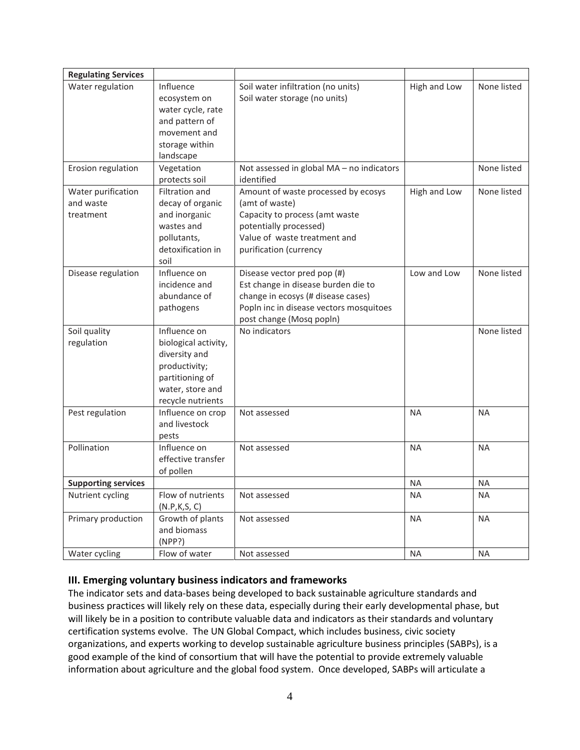| Regulating Services | | | | |
|---|---|---|---|---|
| Water regulation | Influence ecosystem on water cycle, rate and pattern of movement and storage within landscape | Soil water infiltration (no units)<br>Soil water storage (no units) | High and Low | None listed |
| Erosion regulation | Vegetation protects soil | Not assessed in global MA – no indicators identified | | None listed |
| Water purification and waste treatment | Filtration and decay of organic and inorganic wastes and pollutants, detoxification in soil | Amount of waste processed by ecosys (amt of waste)<br>Capacity to process (amt waste potentially processed)<br>Value of waste treatment and purification (currency | High and Low | None listed |
| Disease regulation | Influence on incidence and abundance of pathogens | Disease vector pred pop (#)<br>Est change in disease burden die to change in ecosys (# disease cases)<br>Popln inc in disease vectors mosquitoes post change (Mosq popln) | Low and Low | None listed |
| Soil quality regulation | Influence on biological activity, diversity and productivity; partitioning of water, store and recycle nutrients | No indicators | | None listed |
| Pest regulation | Influence on crop and livestock pests | Not assessed | NA | NA |
| Pollination | Influence on effective transfer of pollen | Not assessed | NA | NA |
| **Supporting services** | | | NA | NA |
| Nutrient cycling | Flow of nutrients (N.P,K,S, C) | Not assessed | NA | NA |
| Primary production | Growth of plants and biomass (NPP?) | Not assessed | NA | NA |
| Water cycling | Flow of water | Not assessed | NA | NA |

## III. Emerging voluntary business indicators and frameworks

The indicator sets and data-bases being developed to back sustainable agriculture standards and business practices will likely rely on these data, especially during their early developmental phase, but will likely be in a position to contribute valuable data and indicators as their standards and voluntary certification systems evolve. The UN Global Compact, which includes business, civic society organizations, and experts working to develop sustainable agriculture business principles (SABPs), is a good example of the kind of consortium that will have the potential to provide extremely valuable information about agriculture and the global food system. Once developed, SABPs will articulate a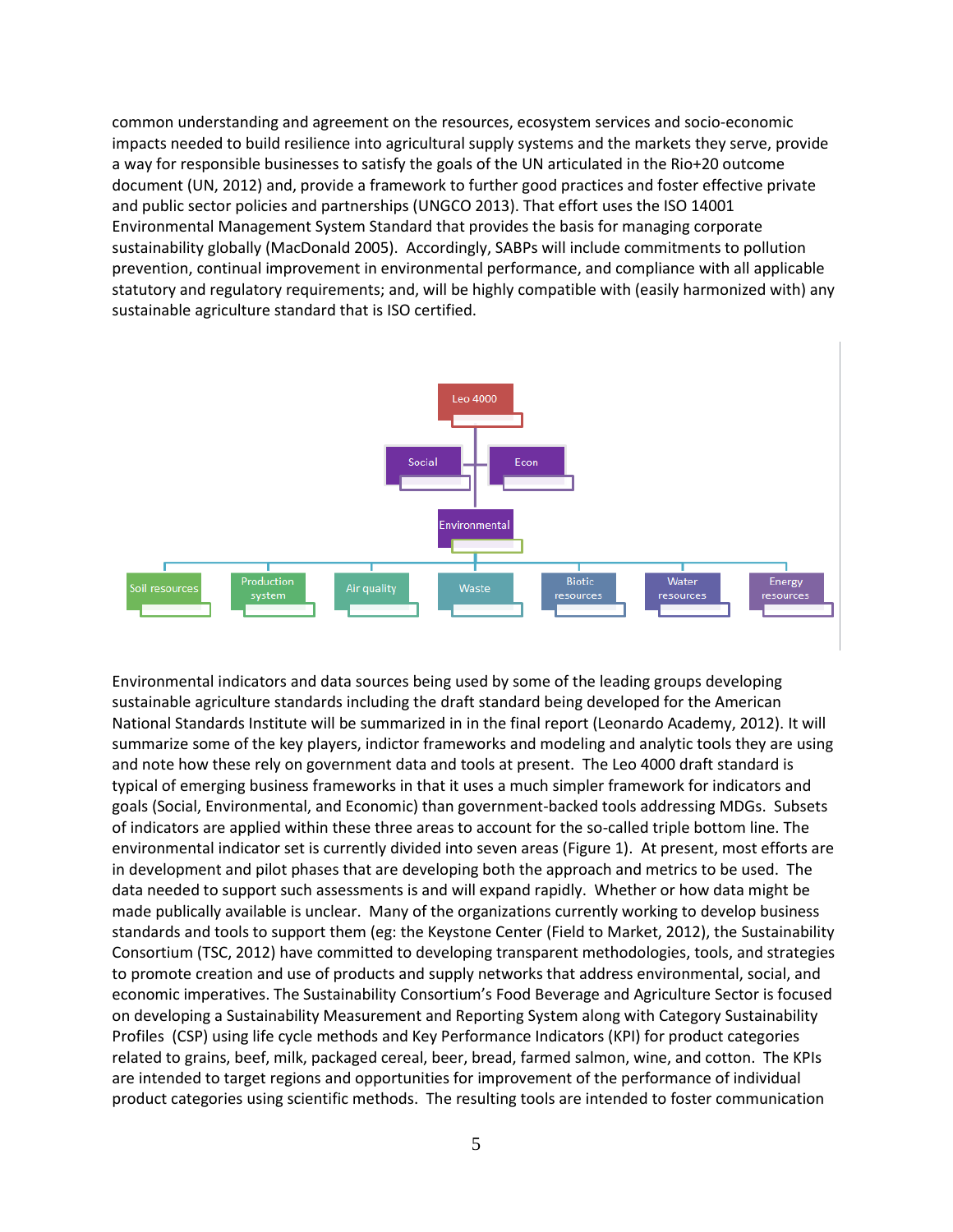common understanding and agreement on the resources, ecosystem services and socio-economic impacts needed to build resilience into agricultural supply systems and the markets they serve, provide a way for responsible businesses to satisfy the goals of the UN articulated in the Rio+20 outcome document (UN, 2012) and, provide a framework to further good practices and foster effective private and public sector policies and partnerships (UNGCO 2013). That effort uses the ISO 14001 Environmental Management System Standard that provides the basis for managing corporate sustainability globally (MacDonald 2005). Accordingly, SABPs will include commitments to pollution prevention, continual improvement in environmental performance, and compliance with all applicable statutory and regulatory requirements; and, will be highly compatible with (easily harmonized with) any sustainable agriculture standard that is ISO certified.

Leo 4000

Social | Econ

Environmental

Soil resources | Production system | Air quality | Waste | Biotic resources | Water resources | Energy resources

Environmental indicators and data sources being used by some of the leading groups developing sustainable agriculture standards including the draft standard being developed for the American National Standards Institute will be summarized in in the final report (Leonardo Academy, 2012). It will summarize some of the key players, indictor frameworks and modeling and analytic tools they are using and note how these rely on government data and tools at present. The Leo 4000 draft standard is typical of emerging business frameworks in that it uses a much simpler framework for indicators and goals (Social, Environmental, and Economic) than government-backed tools addressing MDGs. Subsets of indicators are applied within these three areas to account for the so-called triple bottom line. The environmental indicator set is currently divided into seven areas (Figure 1). At present, most efforts are in development and pilot phases that are developing both the approach and metrics to be used. The data needed to support such assessments is and will expand rapidly. Whether or how data might be made publically available is unclear. Many of the organizations currently working to develop business standards and tools to support them (eg: the Keystone Center (Field to Market, 2012), the Sustainability Consortium (TSC, 2012) have committed to developing transparent methodologies, tools, and strategies to promote creation and use of products and supply networks that address environmental, social, and economic imperatives. The Sustainability Consortium's Food Beverage and Agriculture Sector is focused on developing a Sustainability Measurement and Reporting System along with Category Sustainability Profiles (CSP) using life cycle methods and Key Performance Indicators (KPI) for product categories related to grains, beef, milk, packaged cereal, beer, bread, farmed salmon, wine, and cotton. The KPIs are intended to target regions and opportunities for improvement of the performance of individual product categories using scientific methods. The resulting tools are intended to foster communication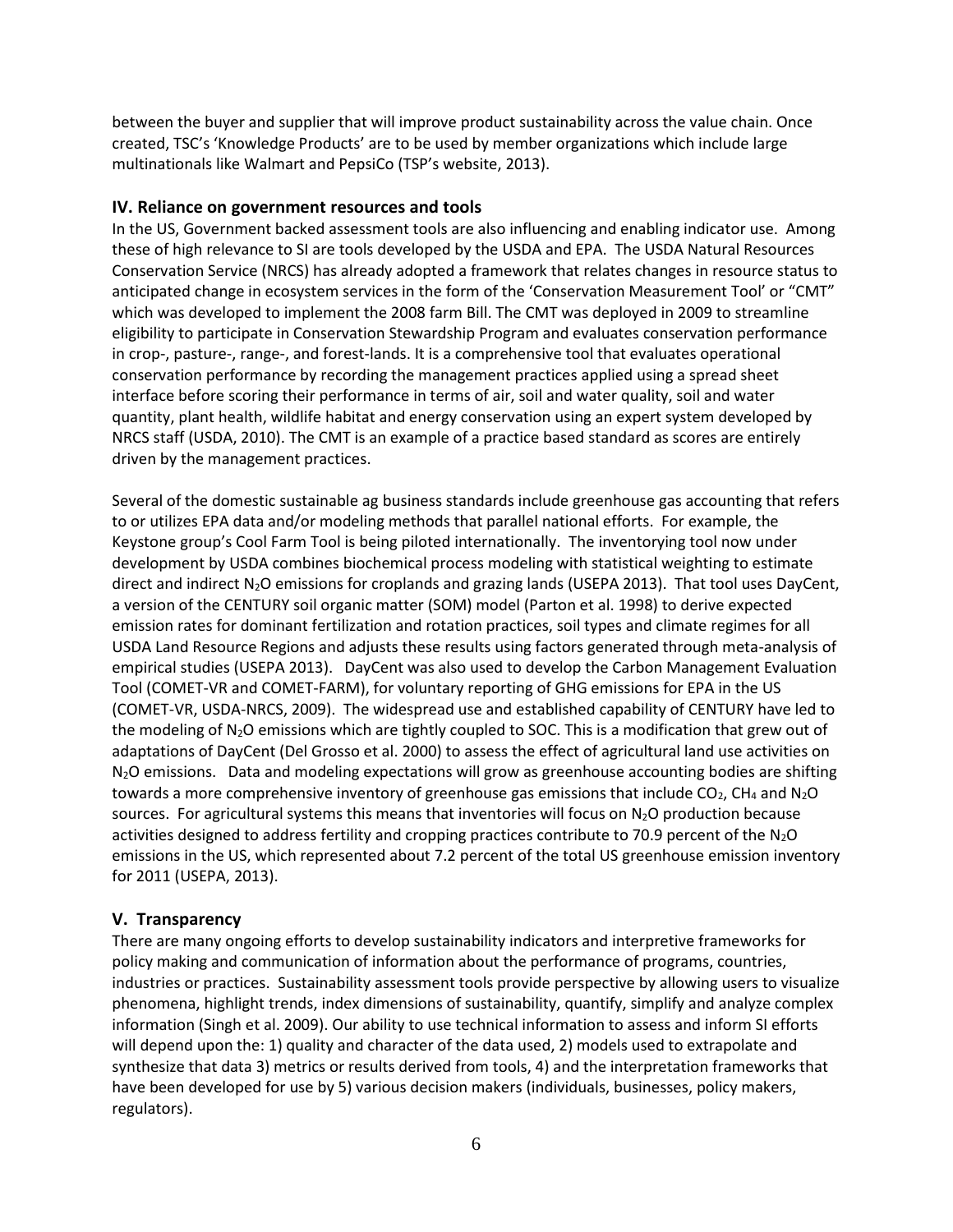between the buyer and supplier that will improve product sustainability across the value chain. Once created, TSC's 'Knowledge Products' are to be used by member organizations which include large multinationals like Walmart and PepsiCo (TSP's website, 2013).

### IV. Reliance on government resources and tools

In the US, Government backed assessment tools are also influencing and enabling indicator use. Among these of high relevance to SI are tools developed by the USDA and EPA. The USDA Natural Resources Conservation Service (NRCS) has already adopted a framework that relates changes in resource status to anticipated change in ecosystem services in the form of the 'Conservation Measurement Tool' or "CMT" which was developed to implement the 2008 farm Bill. The CMT was deployed in 2009 to streamline eligibility to participate in Conservation Stewardship Program and evaluates conservation performance in crop-, pasture-, range-, and forest-lands. It is a comprehensive tool that evaluates operational conservation performance by recording the management practices applied using a spread sheet interface before scoring their performance in terms of air, soil and water quality, soil and water quantity, plant health, wildlife habitat and energy conservation using an expert system developed by NRCS staff (USDA, 2010). The CMT is an example of a practice based standard as scores are entirely driven by the management practices.

Several of the domestic sustainable ag business standards include greenhouse gas accounting that refers to or utilizes EPA data and/or modeling methods that parallel national efforts. For example, the Keystone group's Cool Farm Tool is being piloted internationally. The inventorying tool now under development by USDA combines biochemical process modeling with statistical weighting to estimate direct and indirect $N_2O$ emissions for croplands and grazing lands (USEPA 2013). That tool uses DayCent, a version of the CENTURY soil organic matter (SOM) model (Parton et al. 1998) to derive expected emission rates for dominant fertilization and rotation practices, soil types and climate regimes for all USDA Land Resource Regions and adjusts these results using factors generated through meta-analysis of empirical studies (USEPA 2013). DayCent was also used to develop the Carbon Management Evaluation Tool (COMET-VR and COMET-FARM), for voluntary reporting of GHG emissions for EPA in the US (COMET-VR, USDA-NRCS, 2009). The widespread use and established capability of CENTURY have led to the modeling of $N_2O$ emissions which are tightly coupled to SOC. This is a modification that grew out of adaptations of DayCent (Del Grosso et al. 2000) to assess the effect of agricultural land use activities on $N_2O$ emissions. Data and modeling expectations will grow as greenhouse accounting bodies are shifting towards a more comprehensive inventory of greenhouse gas emissions that include $CO_2$, $CH_4$ and $N_2O$ sources. For agricultural systems this means that inventories will focus on $N_2O$ production because activities designed to address fertility and cropping practices contribute to 70.9 percent of the $N_2O$ emissions in the US, which represented about 7.2 percent of the total US greenhouse emission inventory for 2011 (USEPA, 2013).

### V. Transparency

There are many ongoing efforts to develop sustainability indicators and interpretive frameworks for policy making and communication of information about the performance of programs, countries, industries or practices. Sustainability assessment tools provide perspective by allowing users to visualize phenomena, highlight trends, index dimensions of sustainability, quantify, simplify and analyze complex information (Singh et al. 2009). Our ability to use technical information to assess and inform SI efforts will depend upon the: 1) quality and character of the data used, 2) models used to extrapolate and synthesize that data 3) metrics or results derived from tools, 4) and the interpretation frameworks that have been developed for use by 5) various decision makers (individuals, businesses, policy makers, regulators).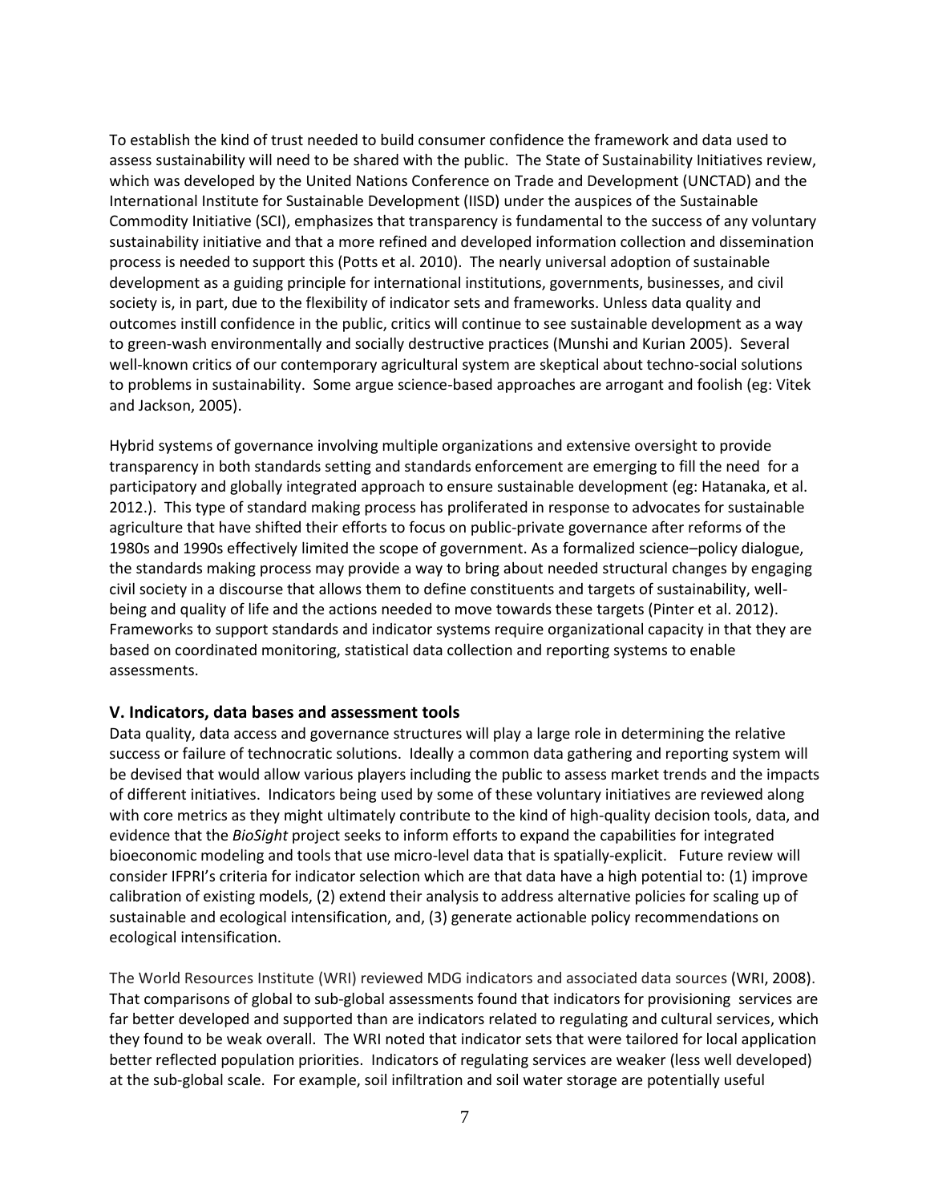To establish the kind of trust needed to build consumer confidence the framework and data used to assess sustainability will need to be shared with the public. The State of Sustainability Initiatives review, which was developed by the United Nations Conference on Trade and Development (UNCTAD) and the International Institute for Sustainable Development (IISD) under the auspices of the Sustainable Commodity Initiative (SCI), emphasizes that transparency is fundamental to the success of any voluntary sustainability initiative and that a more refined and developed information collection and dissemination process is needed to support this (Potts et al. 2010). The nearly universal adoption of sustainable development as a guiding principle for international institutions, governments, businesses, and civil society is, in part, due to the flexibility of indicator sets and frameworks. Unless data quality and outcomes instill confidence in the public, critics will continue to see sustainable development as a way to green-wash environmentally and socially destructive practices (Munshi and Kurian 2005). Several well-known critics of our contemporary agricultural system are skeptical about techno-social solutions to problems in sustainability. Some argue science-based approaches are arrogant and foolish (eg: Vitek and Jackson, 2005).

Hybrid systems of governance involving multiple organizations and extensive oversight to provide transparency in both standards setting and standards enforcement are emerging to fill the need for a participatory and globally integrated approach to ensure sustainable development (eg: Hatanaka, et al. 2012.). This type of standard making process has proliferated in response to advocates for sustainable agriculture that have shifted their efforts to focus on public-private governance after reforms of the 1980s and 1990s effectively limited the scope of government. As a formalized science–policy dialogue, the standards making process may provide a way to bring about needed structural changes by engaging civil society in a discourse that allows them to define constituents and targets of sustainability, well-being and quality of life and the actions needed to move towards these targets (Pinter et al. 2012). Frameworks to support standards and indicator systems require organizational capacity in that they are based on coordinated monitoring, statistical data collection and reporting systems to enable assessments.

## V. Indicators, data bases and assessment tools

Data quality, data access and governance structures will play a large role in determining the relative success or failure of technocratic solutions. Ideally a common data gathering and reporting system will be devised that would allow various players including the public to assess market trends and the impacts of different initiatives. Indicators being used by some of these voluntary initiatives are reviewed along with core metrics as they might ultimately contribute to the kind of high-quality decision tools, data, and evidence that the *BioSight* project seeks to inform efforts to expand the capabilities for integrated bioeconomic modeling and tools that use micro-level data that is spatially-explicit. Future review will consider IFPRI's criteria for indicator selection which are that data have a high potential to: (1) improve calibration of existing models, (2) extend their analysis to address alternative policies for scaling up of sustainable and ecological intensification, and, (3) generate actionable policy recommendations on ecological intensification.

The World Resources Institute (WRI) reviewed MDG indicators and associated data sources (WRI, 2008). That comparisons of global to sub-global assessments found that indicators for provisioning services are far better developed and supported than are indicators related to regulating and cultural services, which they found to be weak overall. The WRI noted that indicator sets that were tailored for local application better reflected population priorities. Indicators of regulating services are weaker (less well developed) at the sub-global scale. For example, soil infiltration and soil water storage are potentially useful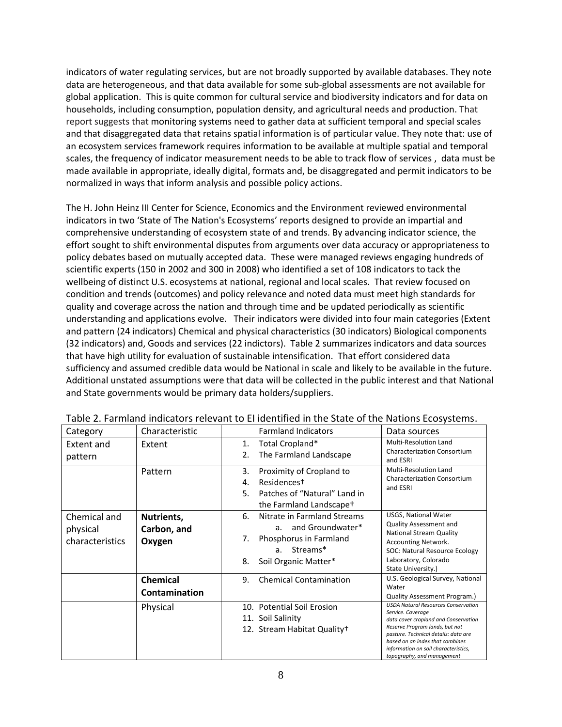indicators of water regulating services, but are not broadly supported by available databases. They note data are heterogeneous, and that data available for some sub-global assessments are not available for global application. This is quite common for cultural service and biodiversity indicators and for data on households, including consumption, population density, and agricultural needs and production. That report suggests that monitoring systems need to gather data at sufficient temporal and special scales and that disaggregated data that retains spatial information is of particular value. They note that: use of an ecosystem services framework requires information to be available at multiple spatial and temporal scales, the frequency of indicator measurement needs to be able to track flow of services , data must be made available in appropriate, ideally digital, formats and, be disaggregated and permit indicators to be normalized in ways that inform analysis and possible policy actions.

The H. John Heinz III Center for Science, Economics and the Environment reviewed environmental indicators in two 'State of The Nation's Ecosystems' reports designed to provide an impartial and comprehensive understanding of ecosystem state of and trends. By advancing indicator science, the effort sought to shift environmental disputes from arguments over data accuracy or appropriateness to policy debates based on mutually accepted data. These were managed reviews engaging hundreds of scientific experts (150 in 2002 and 300 in 2008) who identified a set of 108 indicators to tack the wellbeing of distinct U.S. ecosystems at national, regional and local scales. That review focused on condition and trends (outcomes) and policy relevance and noted data must meet high standards for quality and coverage across the nation and through time and be updated periodically as scientific understanding and applications evolve. Their indicators were divided into four main categories (Extent and pattern (24 indicators) Chemical and physical characteristics (30 indicators) Biological components (32 indicators) and, Goods and services (22 indictors). Table 2 summarizes indicators and data sources that have high utility for evaluation of sustainable intensification. That effort considered data sufficiency and assumed credible data would be National in scale and likely to be available in the future. Additional unstated assumptions were that data will be collected in the public interest and that National and State governments would be primary data holders/suppliers.

Table 2. Farmland indicators relevant to EI identified in the State of the Nations Ecosystems.

| Category | Characteristic | Farmland Indicators | Data sources |
|---|---|---|---|
| Extent and pattern | Extent | 1. Total Cropland*<br>2. The Farmland Landscape | Multi-Resolution Land Characterization Consortium and ESRI |
| | Pattern | 3. Proximity of Cropland to<br>4. Residences†<br>5. Patches of "Natural" Land in the Farmland Landscape† | Multi-Resolution Land Characterization Consortium and ESRI |
| Chemical and physical characteristics | **Nutrients, Carbon, and Oxygen** | 6. Nitrate in Farmland Streams<br>a. and Groundwater*<br>7. Phosphorus in Farmland<br>a. Streams*<br>8. Soil Organic Matter* | USGS, National Water Quality Assessment and National Stream Quality Accounting Network.<br>SOC: Natural Resource Ecology Laboratory, Colorado State University.) |
| | **Chemical Contamination** | 9. Chemical Contamination | U.S. Geological Survey, National Water Quality Assessment Program.) |
| | Physical | 10. Potential Soil Erosion<br>11. Soil Salinity<br>12. Stream Habitat Quality† | *USDA Natural Resources Conservation Service. Coverage data cover cropland and Conservation Reserve Program lands, but not pasture. Technical details: data are based on an index that combines information on soil characteristics, topography, and management* |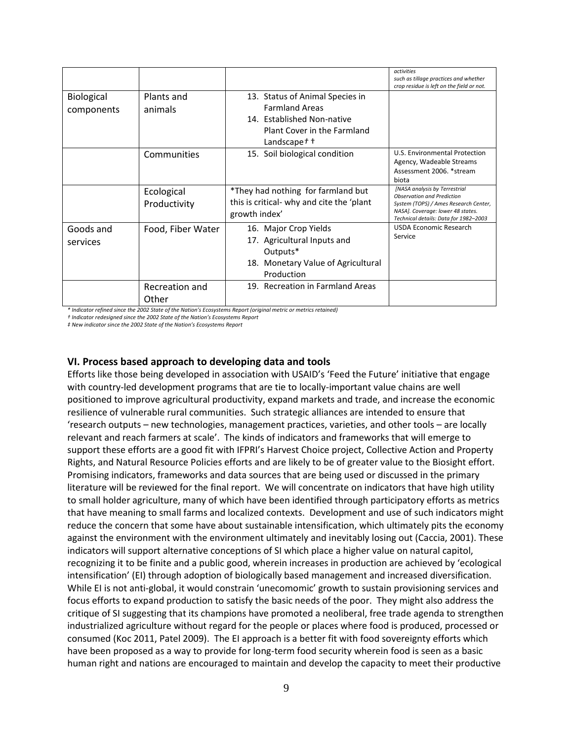| | | | *activities such as tillage practices and whether crop residue is left on the field or not.* |
|---|---|---|---|
| Biological components | Plants and animals | 13. Status of Animal Species in Farmland Areas<br>14. Established Non-native Plant Cover in the Farmland Landscape† † | |
| | Communities | 15. Soil biological condition | U.S. Environmental Protection Agency, Wadeable Streams Assessment 2006. *stream biota |
| | Ecological Productivity | *They had nothing for farmland but this is critical- why and cite the 'plant growth index' | *[NASA analysis by Terrestrial Observation and Prediction System (TOPS) / Ames Research Center, NASA]. Coverage: lower 48 states. Technical details: Data for 1982–2003* |
| Goods and services | Food, Fiber Water | 16. Major Crop Yields<br>17. Agricultural Inputs and Outputs*<br>18. Monetary Value of Agricultural Production | USDA Economic Research Service |
| | Recreation and Other | 19. Recreation in Farmland Areas | |

*\* Indicator refined since the 2002 State of the Nation's Ecosystems Report (original metric or metrics retained)*

*† Indicator redesigned since the 2002 State of the Nation's Ecosystems Report*

*‡ New indicator since the 2002 State of the Nation's Ecosystems Report*

## VI. Process based approach to developing data and tools

Efforts like those being developed in association with USAID's 'Feed the Future' initiative that engage with country-led development programs that are tie to locally-important value chains are well positioned to improve agricultural productivity, expand markets and trade, and increase the economic resilience of vulnerable rural communities. Such strategic alliances are intended to ensure that 'research outputs – new technologies, management practices, varieties, and other tools – are locally relevant and reach farmers at scale'. The kinds of indicators and frameworks that will emerge to support these efforts are a good fit with IFPRI's Harvest Choice project, Collective Action and Property Rights, and Natural Resource Policies efforts and are likely to be of greater value to the Biosight effort. Promising indicators, frameworks and data sources that are being used or discussed in the primary literature will be reviewed for the final report. We will concentrate on indicators that have high utility to small holder agriculture, many of which have been identified through participatory efforts as metrics that have meaning to small farms and localized contexts. Development and use of such indicators might reduce the concern that some have about sustainable intensification, which ultimately pits the economy against the environment with the environment ultimately and inevitably losing out (Caccia, 2001). These indicators will support alternative conceptions of SI which place a higher value on natural capitol, recognizing it to be finite and a public good, wherein increases in production are achieved by 'ecological intensification' (EI) through adoption of biologically based management and increased diversification. While EI is not anti-global, it would constrain 'unecomomic' growth to sustain provisioning services and focus efforts to expand production to satisfy the basic needs of the poor. They might also address the critique of SI suggesting that its champions have promoted a neoliberal, free trade agenda to strengthen industrialized agriculture without regard for the people or places where food is produced, processed or consumed (Koc 2011, Patel 2009). The EI approach is a better fit with food sovereignty efforts which have been proposed as a way to provide for long-term food security wherein food is seen as a basic human right and nations are encouraged to maintain and develop the capacity to meet their productive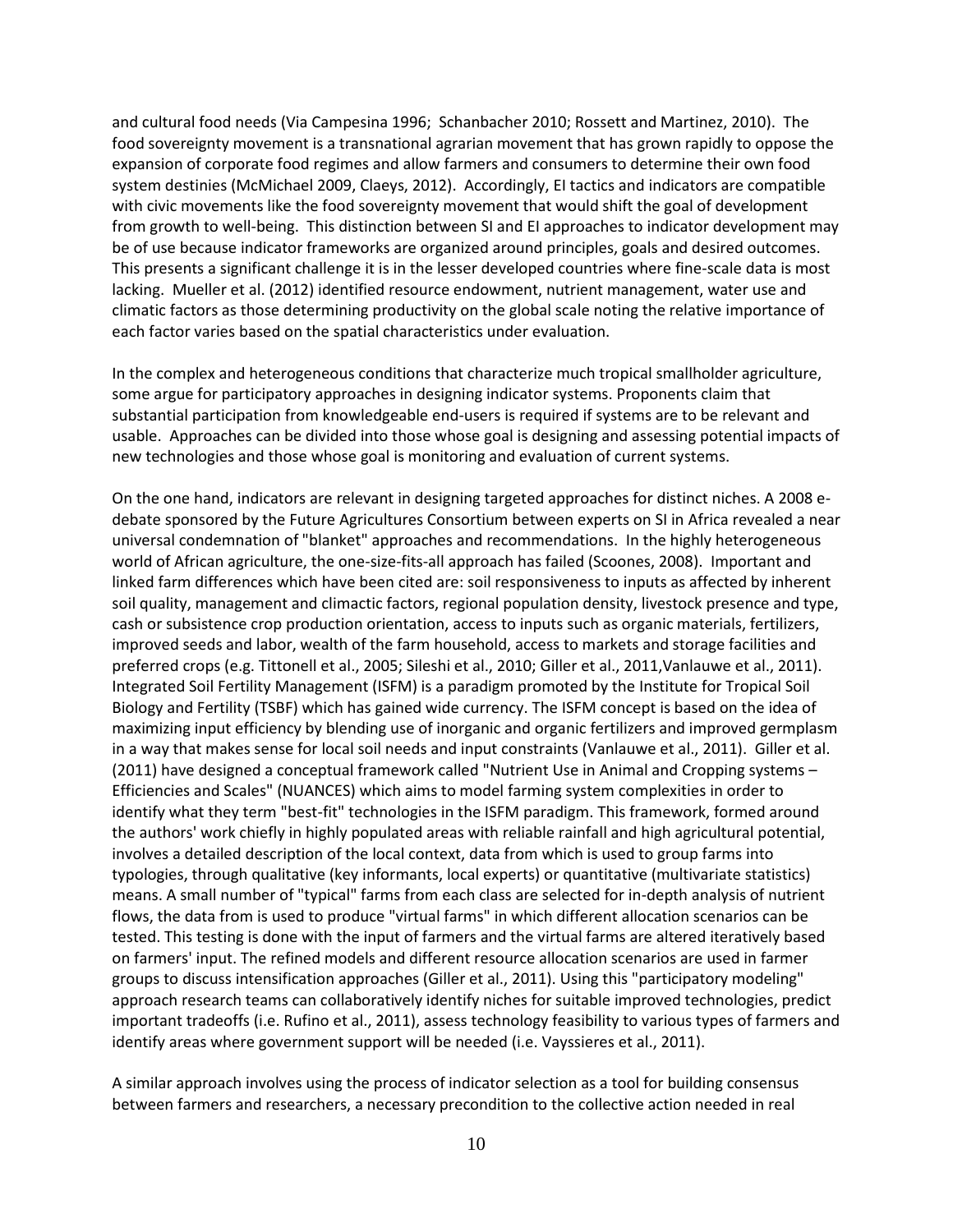and cultural food needs (Via Campesina 1996; Schanbacher 2010; Rossett and Martinez, 2010). The food sovereignty movement is a transnational agrarian movement that has grown rapidly to oppose the expansion of corporate food regimes and allow farmers and consumers to determine their own food system destinies (McMichael 2009, Claeys, 2012). Accordingly, EI tactics and indicators are compatible with civic movements like the food sovereignty movement that would shift the goal of development from growth to well-being. This distinction between SI and EI approaches to indicator development may be of use because indicator frameworks are organized around principles, goals and desired outcomes. This presents a significant challenge it is in the lesser developed countries where fine-scale data is most lacking. Mueller et al. (2012) identified resource endowment, nutrient management, water use and climatic factors as those determining productivity on the global scale noting the relative importance of each factor varies based on the spatial characteristics under evaluation.

In the complex and heterogeneous conditions that characterize much tropical smallholder agriculture, some argue for participatory approaches in designing indicator systems. Proponents claim that substantial participation from knowledgeable end-users is required if systems are to be relevant and usable. Approaches can be divided into those whose goal is designing and assessing potential impacts of new technologies and those whose goal is monitoring and evaluation of current systems.

On the one hand, indicators are relevant in designing targeted approaches for distinct niches. A 2008 e-debate sponsored by the Future Agricultures Consortium between experts on SI in Africa revealed a near universal condemnation of "blanket" approaches and recommendations. In the highly heterogeneous world of African agriculture, the one-size-fits-all approach has failed (Scoones, 2008). Important and linked farm differences which have been cited are: soil responsiveness to inputs as affected by inherent soil quality, management and climactic factors, regional population density, livestock presence and type, cash or subsistence crop production orientation, access to inputs such as organic materials, fertilizers, improved seeds and labor, wealth of the farm household, access to markets and storage facilities and preferred crops (e.g. Tittonell et al., 2005; Sileshi et al., 2010; Giller et al., 2011,Vanlauwe et al., 2011). Integrated Soil Fertility Management (ISFM) is a paradigm promoted by the Institute for Tropical Soil Biology and Fertility (TSBF) which has gained wide currency. The ISFM concept is based on the idea of maximizing input efficiency by blending use of inorganic and organic fertilizers and improved germplasm in a way that makes sense for local soil needs and input constraints (Vanlauwe et al., 2011). Giller et al. (2011) have designed a conceptual framework called "Nutrient Use in Animal and Cropping systems – Efficiencies and Scales" (NUANCES) which aims to model farming system complexities in order to identify what they term "best-fit" technologies in the ISFM paradigm. This framework, formed around the authors' work chiefly in highly populated areas with reliable rainfall and high agricultural potential, involves a detailed description of the local context, data from which is used to group farms into typologies, through qualitative (key informants, local experts) or quantitative (multivariate statistics) means. A small number of "typical" farms from each class are selected for in-depth analysis of nutrient flows, the data from is used to produce "virtual farms" in which different allocation scenarios can be tested. This testing is done with the input of farmers and the virtual farms are altered iteratively based on farmers' input. The refined models and different resource allocation scenarios are used in farmer groups to discuss intensification approaches (Giller et al., 2011). Using this "participatory modeling" approach research teams can collaboratively identify niches for suitable improved technologies, predict important tradeoffs (i.e. Rufino et al., 2011), assess technology feasibility to various types of farmers and identify areas where government support will be needed (i.e. Vayssieres et al., 2011).

A similar approach involves using the process of indicator selection as a tool for building consensus between farmers and researchers, a necessary precondition to the collective action needed in real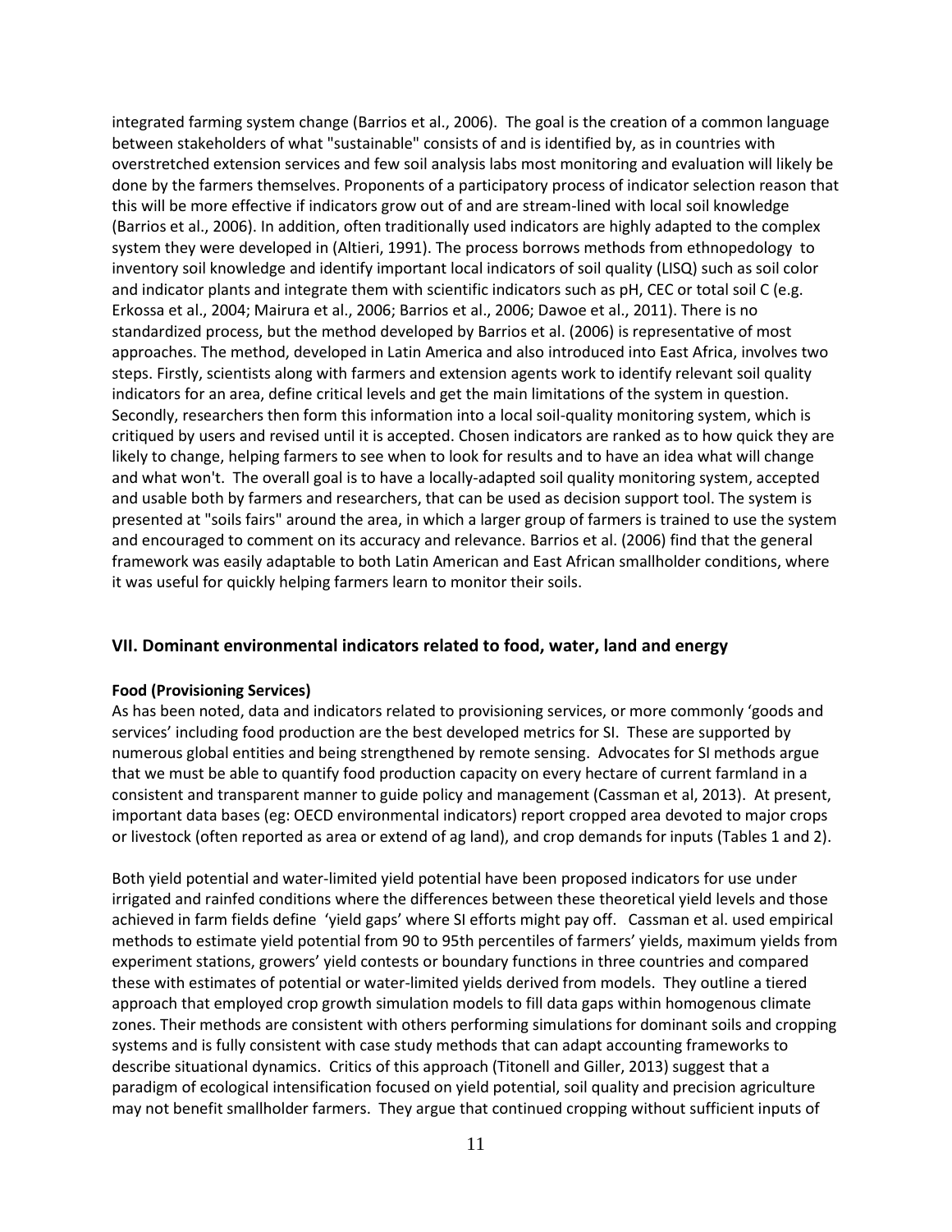integrated farming system change (Barrios et al., 2006). The goal is the creation of a common language between stakeholders of what "sustainable" consists of and is identified by, as in countries with overstretched extension services and few soil analysis labs most monitoring and evaluation will likely be done by the farmers themselves. Proponents of a participatory process of indicator selection reason that this will be more effective if indicators grow out of and are stream-lined with local soil knowledge (Barrios et al., 2006). In addition, often traditionally used indicators are highly adapted to the complex system they were developed in (Altieri, 1991). The process borrows methods from ethnopedology to inventory soil knowledge and identify important local indicators of soil quality (LISQ) such as soil color and indicator plants and integrate them with scientific indicators such as pH, CEC or total soil C (e.g. Erkossa et al., 2004; Mairura et al., 2006; Barrios et al., 2006; Dawoe et al., 2011). There is no standardized process, but the method developed by Barrios et al. (2006) is representative of most approaches. The method, developed in Latin America and also introduced into East Africa, involves two steps. Firstly, scientists along with farmers and extension agents work to identify relevant soil quality indicators for an area, define critical levels and get the main limitations of the system in question. Secondly, researchers then form this information into a local soil-quality monitoring system, which is critiqued by users and revised until it is accepted. Chosen indicators are ranked as to how quick they are likely to change, helping farmers to see when to look for results and to have an idea what will change and what won't. The overall goal is to have a locally-adapted soil quality monitoring system, accepted and usable both by farmers and researchers, that can be used as decision support tool. The system is presented at "soils fairs" around the area, in which a larger group of farmers is trained to use the system and encouraged to comment on its accuracy and relevance. Barrios et al. (2006) find that the general framework was easily adaptable to both Latin American and East African smallholder conditions, where it was useful for quickly helping farmers learn to monitor their soils.

## VII. Dominant environmental indicators related to food, water, land and energy

### Food (Provisioning Services)

As has been noted, data and indicators related to provisioning services, or more commonly 'goods and services' including food production are the best developed metrics for SI. These are supported by numerous global entities and being strengthened by remote sensing. Advocates for SI methods argue that we must be able to quantify food production capacity on every hectare of current farmland in a consistent and transparent manner to guide policy and management (Cassman et al, 2013). At present, important data bases (eg: OECD environmental indicators) report cropped area devoted to major crops or livestock (often reported as area or extend of ag land), and crop demands for inputs (Tables 1 and 2).

Both yield potential and water-limited yield potential have been proposed indicators for use under irrigated and rainfed conditions where the differences between these theoretical yield levels and those achieved in farm fields define 'yield gaps' where SI efforts might pay off. Cassman et al. used empirical methods to estimate yield potential from 90 to 95th percentiles of farmers' yields, maximum yields from experiment stations, growers' yield contests or boundary functions in three countries and compared these with estimates of potential or water-limited yields derived from models. They outline a tiered approach that employed crop growth simulation models to fill data gaps within homogenous climate zones. Their methods are consistent with others performing simulations for dominant soils and cropping systems and is fully consistent with case study methods that can adapt accounting frameworks to describe situational dynamics. Critics of this approach (Titonell and Giller, 2013) suggest that a paradigm of ecological intensification focused on yield potential, soil quality and precision agriculture may not benefit smallholder farmers. They argue that continued cropping without sufficient inputs of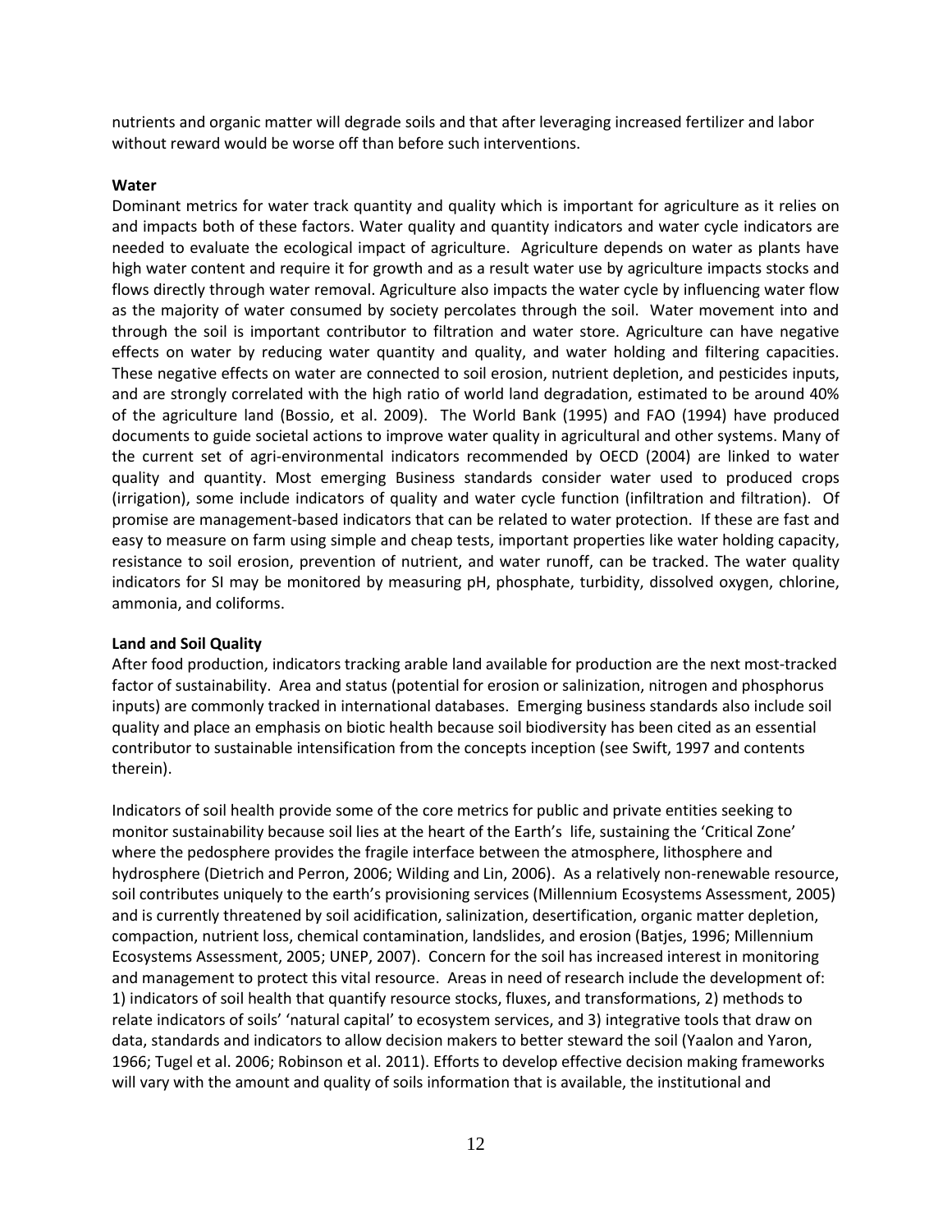nutrients and organic matter will degrade soils and that after leveraging increased fertilizer and labor without reward would be worse off than before such interventions.

**Water**

Dominant metrics for water track quantity and quality which is important for agriculture as it relies on and impacts both of these factors. Water quality and quantity indicators and water cycle indicators are needed to evaluate the ecological impact of agriculture. Agriculture depends on water as plants have high water content and require it for growth and as a result water use by agriculture impacts stocks and flows directly through water removal. Agriculture also impacts the water cycle by influencing water flow as the majority of water consumed by society percolates through the soil. Water movement into and through the soil is important contributor to filtration and water store. Agriculture can have negative effects on water by reducing water quantity and quality, and water holding and filtering capacities. These negative effects on water are connected to soil erosion, nutrient depletion, and pesticides inputs, and are strongly correlated with the high ratio of world land degradation, estimated to be around 40% of the agriculture land (Bossio, et al. 2009). The World Bank (1995) and FAO (1994) have produced documents to guide societal actions to improve water quality in agricultural and other systems. Many of the current set of agri-environmental indicators recommended by OECD (2004) are linked to water quality and quantity. Most emerging Business standards consider water used to produced crops (irrigation), some include indicators of quality and water cycle function (infiltration and filtration). Of promise are management-based indicators that can be related to water protection. If these are fast and easy to measure on farm using simple and cheap tests, important properties like water holding capacity, resistance to soil erosion, prevention of nutrient, and water runoff, can be tracked. The water quality indicators for SI may be monitored by measuring pH, phosphate, turbidity, dissolved oxygen, chlorine, ammonia, and coliforms.

**Land and Soil Quality**

After food production, indicators tracking arable land available for production are the next most-tracked factor of sustainability. Area and status (potential for erosion or salinization, nitrogen and phosphorus inputs) are commonly tracked in international databases. Emerging business standards also include soil quality and place an emphasis on biotic health because soil biodiversity has been cited as an essential contributor to sustainable intensification from the concepts inception (see Swift, 1997 and contents therein).

Indicators of soil health provide some of the core metrics for public and private entities seeking to monitor sustainability because soil lies at the heart of the Earth's life, sustaining the 'Critical Zone' where the pedosphere provides the fragile interface between the atmosphere, lithosphere and hydrosphere (Dietrich and Perron, 2006; Wilding and Lin, 2006). As a relatively non-renewable resource, soil contributes uniquely to the earth's provisioning services (Millennium Ecosystems Assessment, 2005) and is currently threatened by soil acidification, salinization, desertification, organic matter depletion, compaction, nutrient loss, chemical contamination, landslides, and erosion (Batjes, 1996; Millennium Ecosystems Assessment, 2005; UNEP, 2007). Concern for the soil has increased interest in monitoring and management to protect this vital resource. Areas in need of research include the development of: 1) indicators of soil health that quantify resource stocks, fluxes, and transformations, 2) methods to relate indicators of soils' 'natural capital' to ecosystem services, and 3) integrative tools that draw on data, standards and indicators to allow decision makers to better steward the soil (Yaalon and Yaron, 1966; Tugel et al. 2006; Robinson et al. 2011). Efforts to develop effective decision making frameworks will vary with the amount and quality of soils information that is available, the institutional and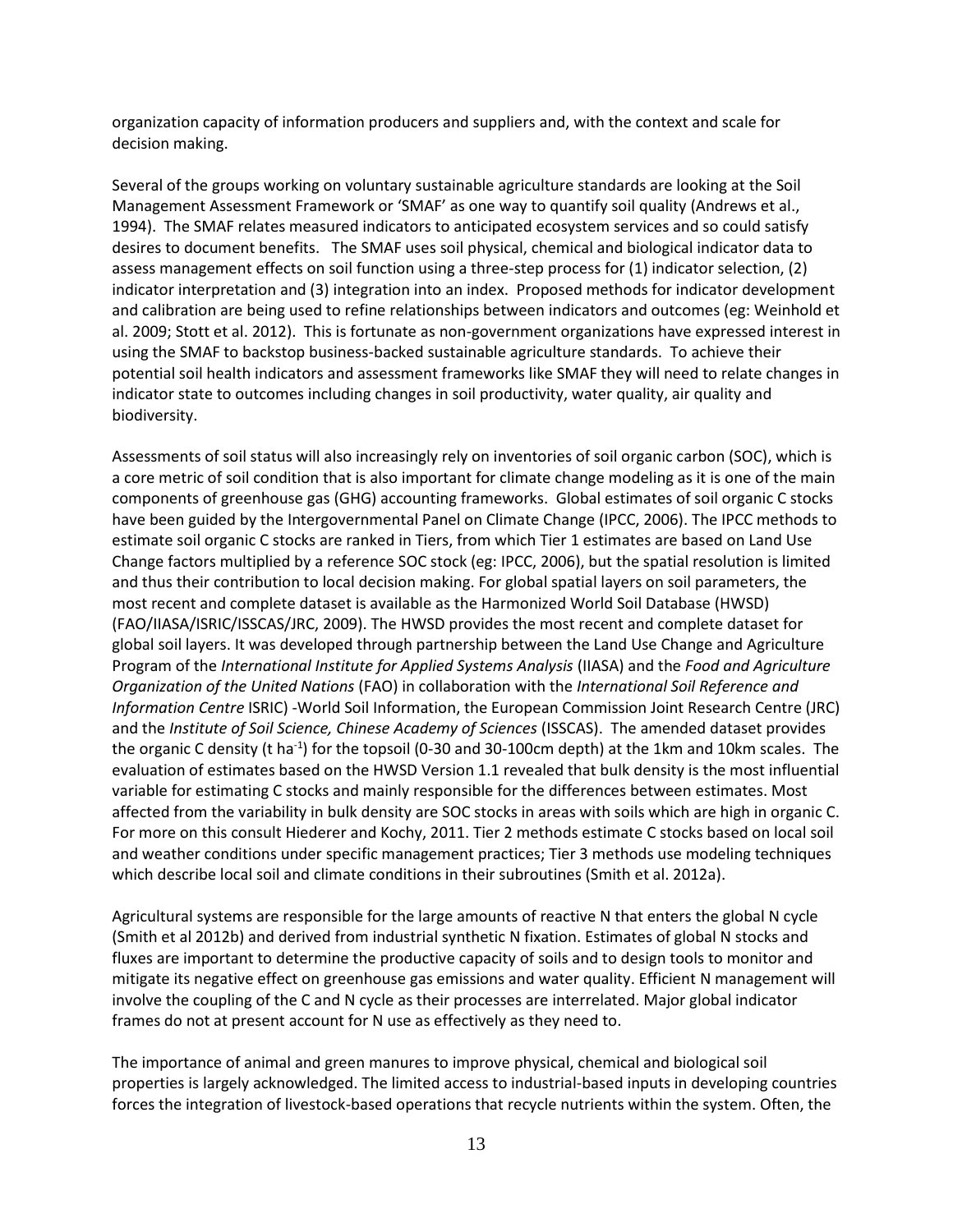organization capacity of information producers and suppliers and, with the context and scale for decision making.

Several of the groups working on voluntary sustainable agriculture standards are looking at the Soil Management Assessment Framework or 'SMAF' as one way to quantify soil quality (Andrews et al., 1994). The SMAF relates measured indicators to anticipated ecosystem services and so could satisfy desires to document benefits. The SMAF uses soil physical, chemical and biological indicator data to assess management effects on soil function using a three-step process for (1) indicator selection, (2) indicator interpretation and (3) integration into an index. Proposed methods for indicator development and calibration are being used to refine relationships between indicators and outcomes (eg: Weinhold et al. 2009; Stott et al. 2012). This is fortunate as non-government organizations have expressed interest in using the SMAF to backstop business-backed sustainable agriculture standards. To achieve their potential soil health indicators and assessment frameworks like SMAF they will need to relate changes in indicator state to outcomes including changes in soil productivity, water quality, air quality and biodiversity.

Assessments of soil status will also increasingly rely on inventories of soil organic carbon (SOC), which is a core metric of soil condition that is also important for climate change modeling as it is one of the main components of greenhouse gas (GHG) accounting frameworks. Global estimates of soil organic C stocks have been guided by the Intergovernmental Panel on Climate Change (IPCC, 2006). The IPCC methods to estimate soil organic C stocks are ranked in Tiers, from which Tier 1 estimates are based on Land Use Change factors multiplied by a reference SOC stock (eg: IPCC, 2006), but the spatial resolution is limited and thus their contribution to local decision making. For global spatial layers on soil parameters, the most recent and complete dataset is available as the Harmonized World Soil Database (HWSD) (FAO/IIASA/ISRIC/ISSCAS/JRC, 2009). The HWSD provides the most recent and complete dataset for global soil layers. It was developed through partnership between the Land Use Change and Agriculture Program of the *International Institute for Applied Systems Analysis* (IIASA) and the *Food and Agriculture Organization of the United Nations* (FAO) in collaboration with the *International Soil Reference and Information Centre* ISRIC) -World Soil Information, the European Commission Joint Research Centre (JRC) and the *Institute of Soil Science, Chinese Academy of Sciences* (ISSCAS). The amended dataset provides the organic C density (t $ha^{-1}$) for the topsoil (0-30 and 30-100cm depth) at the 1km and 10km scales. The evaluation of estimates based on the HWSD Version 1.1 revealed that bulk density is the most influential variable for estimating C stocks and mainly responsible for the differences between estimates. Most affected from the variability in bulk density are SOC stocks in areas with soils which are high in organic C. For more on this consult Hiederer and Kochy, 2011. Tier 2 methods estimate C stocks based on local soil and weather conditions under specific management practices; Tier 3 methods use modeling techniques which describe local soil and climate conditions in their subroutines (Smith et al. 2012a).

Agricultural systems are responsible for the large amounts of reactive N that enters the global N cycle (Smith et al 2012b) and derived from industrial synthetic N fixation. Estimates of global N stocks and fluxes are important to determine the productive capacity of soils and to design tools to monitor and mitigate its negative effect on greenhouse gas emissions and water quality. Efficient N management will involve the coupling of the C and N cycle as their processes are interrelated. Major global indicator frames do not at present account for N use as effectively as they need to.

The importance of animal and green manures to improve physical, chemical and biological soil properties is largely acknowledged. The limited access to industrial-based inputs in developing countries forces the integration of livestock-based operations that recycle nutrients within the system. Often, the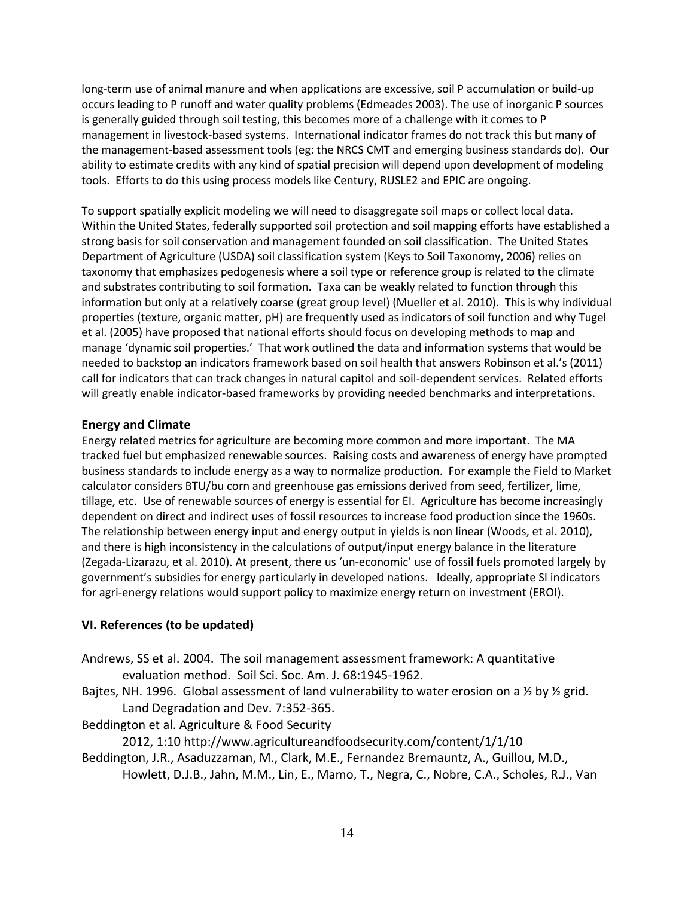long-term use of animal manure and when applications are excessive, soil P accumulation or build-up occurs leading to P runoff and water quality problems (Edmeades 2003). The use of inorganic P sources is generally guided through soil testing, this becomes more of a challenge with it comes to P management in livestock-based systems. International indicator frames do not track this but many of the management-based assessment tools (eg: the NRCS CMT and emerging business standards do). Our ability to estimate credits with any kind of spatial precision will depend upon development of modeling tools. Efforts to do this using process models like Century, RUSLE2 and EPIC are ongoing.

To support spatially explicit modeling we will need to disaggregate soil maps or collect local data. Within the United States, federally supported soil protection and soil mapping efforts have established a strong basis for soil conservation and management founded on soil classification. The United States Department of Agriculture (USDA) soil classification system (Keys to Soil Taxonomy, 2006) relies on taxonomy that emphasizes pedogenesis where a soil type or reference group is related to the climate and substrates contributing to soil formation. Taxa can be weakly related to function through this information but only at a relatively coarse (great group level) (Mueller et al. 2010). This is why individual properties (texture, organic matter, pH) are frequently used as indicators of soil function and why Tugel et al. (2005) have proposed that national efforts should focus on developing methods to map and manage 'dynamic soil properties.' That work outlined the data and information systems that would be needed to backstop an indicators framework based on soil health that answers Robinson et al.'s (2011) call for indicators that can track changes in natural capitol and soil-dependent services. Related efforts will greatly enable indicator-based frameworks by providing needed benchmarks and interpretations.

### Energy and Climate

Energy related metrics for agriculture are becoming more common and more important. The MA tracked fuel but emphasized renewable sources. Raising costs and awareness of energy have prompted business standards to include energy as a way to normalize production. For example the Field to Market calculator considers BTU/bu corn and greenhouse gas emissions derived from seed, fertilizer, lime, tillage, etc. Use of renewable sources of energy is essential for EI. Agriculture has become increasingly dependent on direct and indirect uses of fossil resources to increase food production since the 1960s. The relationship between energy input and energy output in yields is non linear (Woods, et al. 2010), and there is high inconsistency in the calculations of output/input energy balance in the literature (Zegada-Lizarazu, et al. 2010). At present, there us 'un-economic' use of fossil fuels promoted largely by government's subsidies for energy particularly in developed nations. Ideally, appropriate SI indicators for agri-energy relations would support policy to maximize energy return on investment (EROI).

## VI. References (to be updated)

Andrews, SS et al. 2004. The soil management assessment framework: A quantitative evaluation method. Soil Sci. Soc. Am. J. 68:1945-1962.

Bajtes, NH. 1996. Global assessment of land vulnerability to water erosion on a ½ by ½ grid. Land Degradation and Dev. 7:352-365.

Beddington et al. Agriculture & Food Security 2012, 1:10 http://www.agricultureandfoodsecurity.com/content/1/1/10

Beddington, J.R., Asaduzzaman, M., Clark, M.E., Fernandez Bremauntz, A., Guillou, M.D., Howlett, D.J.B., Jahn, M.M., Lin, E., Mamo, T., Negra, C., Nobre, C.A., Scholes, R.J., Van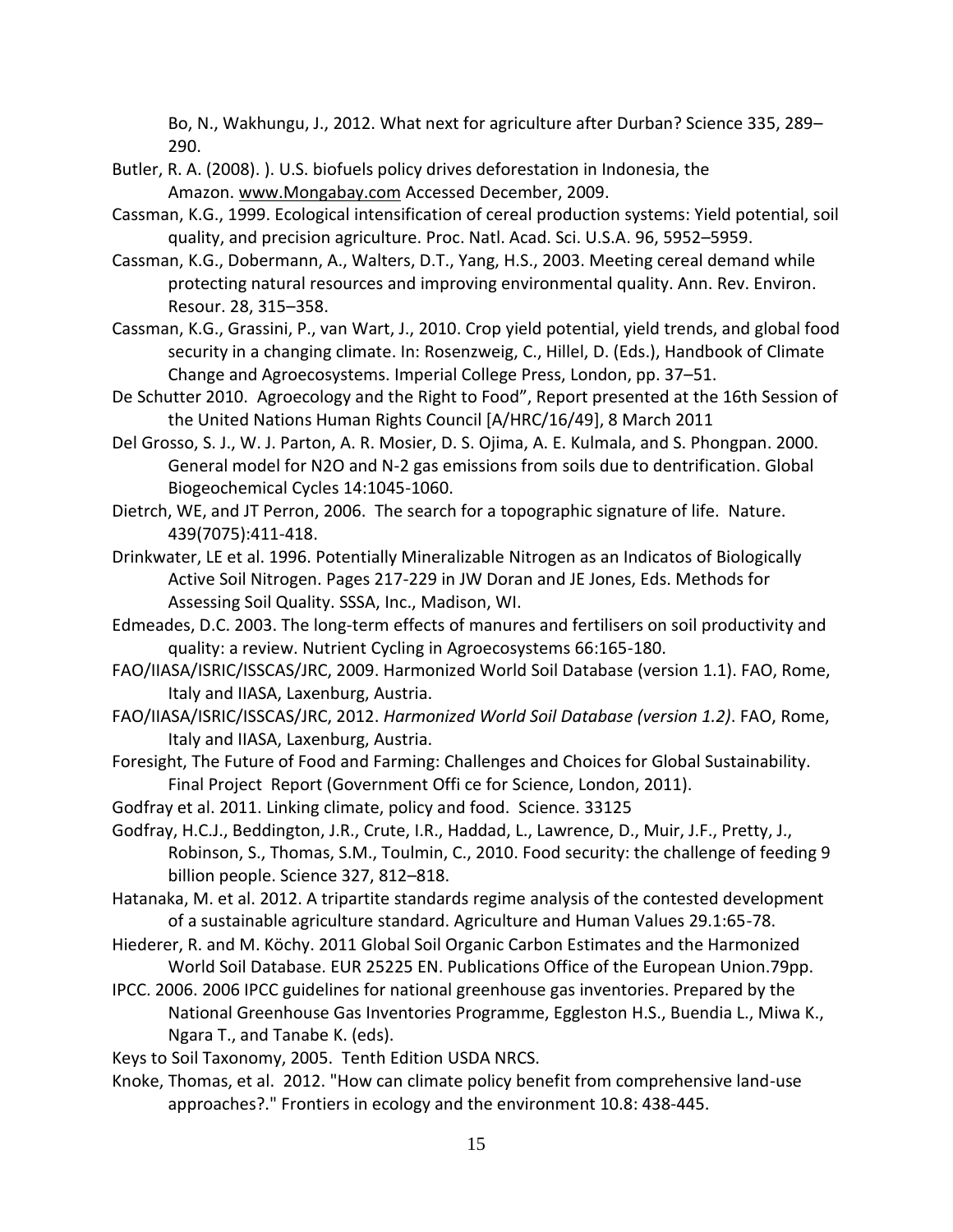Bo, N., Wakhungu, J., 2012. What next for agriculture after Durban? Science 335, 289–290.

Butler, R. A. (2008). ). U.S. biofuels policy drives deforestation in Indonesia, the Amazon. www.Mongabay.com Accessed December, 2009.

Cassman, K.G., 1999. Ecological intensification of cereal production systems: Yield potential, soil quality, and precision agriculture. Proc. Natl. Acad. Sci. U.S.A. 96, 5952–5959.

Cassman, K.G., Dobermann, A., Walters, D.T., Yang, H.S., 2003. Meeting cereal demand while protecting natural resources and improving environmental quality. Ann. Rev. Environ. Resour. 28, 315–358.

Cassman, K.G., Grassini, P., van Wart, J., 2010. Crop yield potential, yield trends, and global food security in a changing climate. In: Rosenzweig, C., Hillel, D. (Eds.), Handbook of Climate Change and Agroecosystems. Imperial College Press, London, pp. 37–51.

De Schutter 2010. Agroecology and the Right to Food", Report presented at the 16th Session of the United Nations Human Rights Council [A/HRC/16/49], 8 March 2011

Del Grosso, S. J., W. J. Parton, A. R. Mosier, D. S. Ojima, A. E. Kulmala, and S. Phongpan. 2000. General model for N2O and N-2 gas emissions from soils due to dentrification. Global Biogeochemical Cycles 14:1045-1060.

Dietrch, WE, and JT Perron, 2006. The search for a topographic signature of life. Nature. 439(7075):411-418.

Drinkwater, LE et al. 1996. Potentially Mineralizable Nitrogen as an Indicatos of Biologically Active Soil Nitrogen. Pages 217-229 in JW Doran and JE Jones, Eds. Methods for Assessing Soil Quality. SSSA, Inc., Madison, WI.

Edmeades, D.C. 2003. The long-term effects of manures and fertilisers on soil productivity and quality: a review. Nutrient Cycling in Agroecosystems 66:165-180.

FAO/IIASA/ISRIC/ISSCAS/JRC, 2009. Harmonized World Soil Database (version 1.1). FAO, Rome, Italy and IIASA, Laxenburg, Austria.

FAO/IIASA/ISRIC/ISSCAS/JRC, 2012. *Harmonized World Soil Database (version 1.2)*. FAO, Rome, Italy and IIASA, Laxenburg, Austria.

Foresight, The Future of Food and Farming: Challenges and Choices for Global Sustainability. Final Project Report (Government Offi ce for Science, London, 2011).

Godfray et al. 2011. Linking climate, policy and food. Science. 33125

Godfray, H.C.J., Beddington, J.R., Crute, I.R., Haddad, L., Lawrence, D., Muir, J.F., Pretty, J., Robinson, S., Thomas, S.M., Toulmin, C., 2010. Food security: the challenge of feeding 9 billion people. Science 327, 812–818.

Hatanaka, M. et al. 2012. A tripartite standards regime analysis of the contested development of a sustainable agriculture standard. Agriculture and Human Values 29.1:65-78.

Hiederer, R. and M. Köchy. 2011 Global Soil Organic Carbon Estimates and the Harmonized World Soil Database. EUR 25225 EN. Publications Office of the European Union.79pp.

IPCC. 2006. 2006 IPCC guidelines for national greenhouse gas inventories. Prepared by the National Greenhouse Gas Inventories Programme, Eggleston H.S., Buendia L., Miwa K., Ngara T., and Tanabe K. (eds).

Keys to Soil Taxonomy, 2005. Tenth Edition USDA NRCS.

Knoke, Thomas, et al. 2012. "How can climate policy benefit from comprehensive land-use approaches?." Frontiers in ecology and the environment 10.8: 438-445.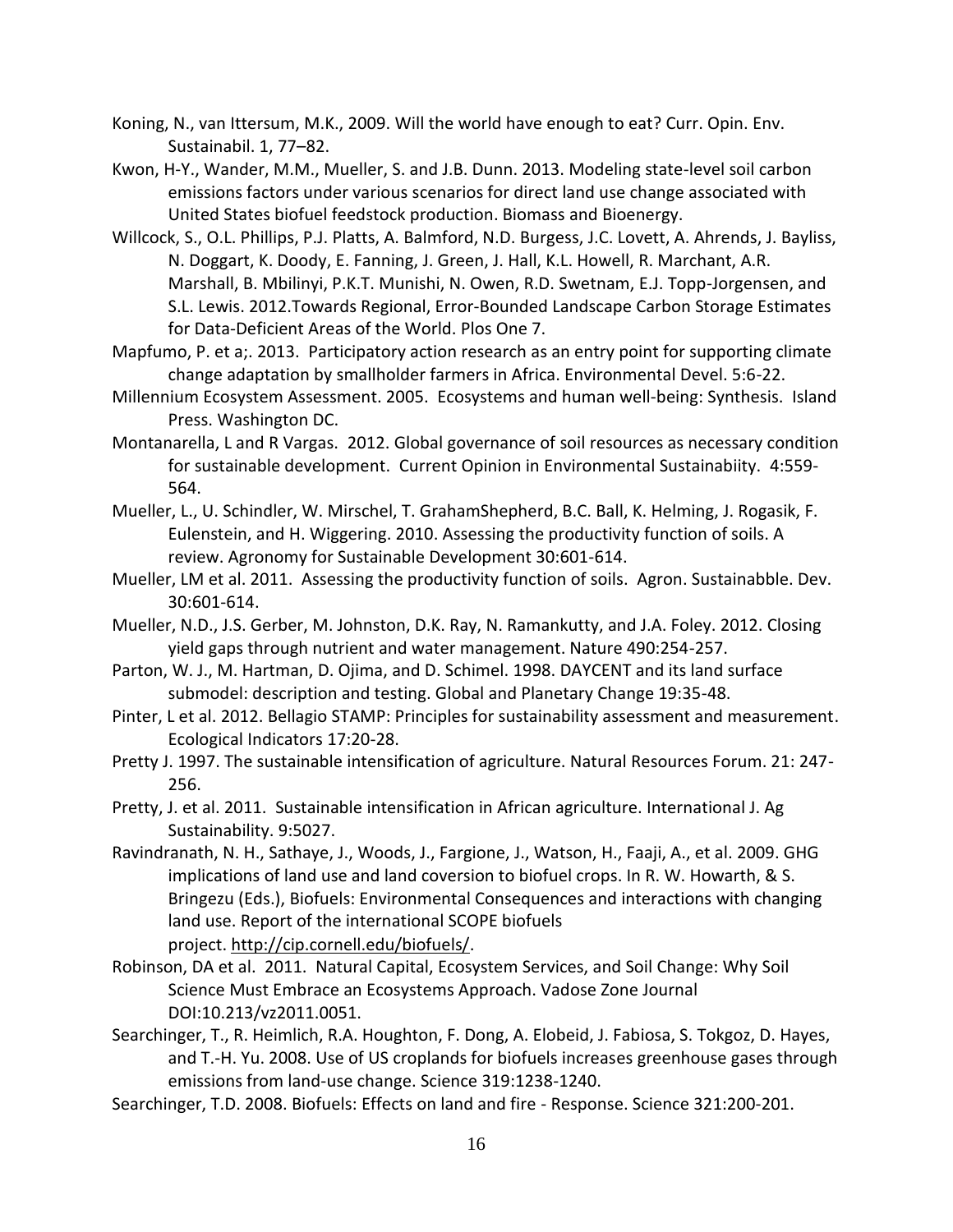Koning, N., van Ittersum, M.K., 2009. Will the world have enough to eat? Curr. Opin. Env. Sustainabil. 1, 77–82.

Kwon, H-Y., Wander, M.M., Mueller, S. and J.B. Dunn. 2013. Modeling state-level soil carbon emissions factors under various scenarios for direct land use change associated with United States biofuel feedstock production. Biomass and Bioenergy.

Willcock, S., O.L. Phillips, P.J. Platts, A. Balmford, N.D. Burgess, J.C. Lovett, A. Ahrends, J. Bayliss, N. Doggart, K. Doody, E. Fanning, J. Green, J. Hall, K.L. Howell, R. Marchant, A.R. Marshall, B. Mbilinyi, P.K.T. Munishi, N. Owen, R.D. Swetnam, E.J. Topp-Jorgensen, and S.L. Lewis. 2012.Towards Regional, Error-Bounded Landscape Carbon Storage Estimates for Data-Deficient Areas of the World. Plos One 7.

Mapfumo, P. et a;. 2013. Participatory action research as an entry point for supporting climate change adaptation by smallholder farmers in Africa. Environmental Devel. 5:6-22.

Millennium Ecosystem Assessment. 2005. Ecosystems and human well-being: Synthesis. Island Press. Washington DC.

Montanarella, L and R Vargas. 2012. Global governance of soil resources as necessary condition for sustainable development. Current Opinion in Environmental Sustainabiity. 4:559-564.

Mueller, L., U. Schindler, W. Mirschel, T. GrahamShepherd, B.C. Ball, K. Helming, J. Rogasik, F. Eulenstein, and H. Wiggering. 2010. Assessing the productivity function of soils. A review. Agronomy for Sustainable Development 30:601-614.

Mueller, LM et al. 2011. Assessing the productivity function of soils. Agron. Sustainabble. Dev. 30:601-614.

Mueller, N.D., J.S. Gerber, M. Johnston, D.K. Ray, N. Ramankutty, and J.A. Foley. 2012. Closing yield gaps through nutrient and water management. Nature 490:254-257.

Parton, W. J., M. Hartman, D. Ojima, and D. Schimel. 1998. DAYCENT and its land surface submodel: description and testing. Global and Planetary Change 19:35-48.

Pinter, L et al. 2012. Bellagio STAMP: Principles for sustainability assessment and measurement. Ecological Indicators 17:20-28.

Pretty J. 1997. The sustainable intensification of agriculture. Natural Resources Forum. 21: 247-256.

Pretty, J. et al. 2011. Sustainable intensification in African agriculture. International J. Ag Sustainability. 9:5027.

Ravindranath, N. H., Sathaye, J., Woods, J., Fargione, J., Watson, H., Faaji, A., et al. 2009. GHG implications of land use and land coversion to biofuel crops. In R. W. Howarth, & S. Bringezu (Eds.), Biofuels: Environmental Consequences and interactions with changing land use. Report of the international SCOPE biofuels project. http://cip.cornell.edu/biofuels/.

Robinson, DA et al. 2011. Natural Capital, Ecosystem Services, and Soil Change: Why Soil Science Must Embrace an Ecosystems Approach. Vadose Zone Journal DOI:10.213/vz2011.0051.

Searchinger, T., R. Heimlich, R.A. Houghton, F. Dong, A. Elobeid, J. Fabiosa, S. Tokgoz, D. Hayes, and T.-H. Yu. 2008. Use of US croplands for biofuels increases greenhouse gases through emissions from land-use change. Science 319:1238-1240.

Searchinger, T.D. 2008. Biofuels: Effects on land and fire - Response. Science 321:200-201.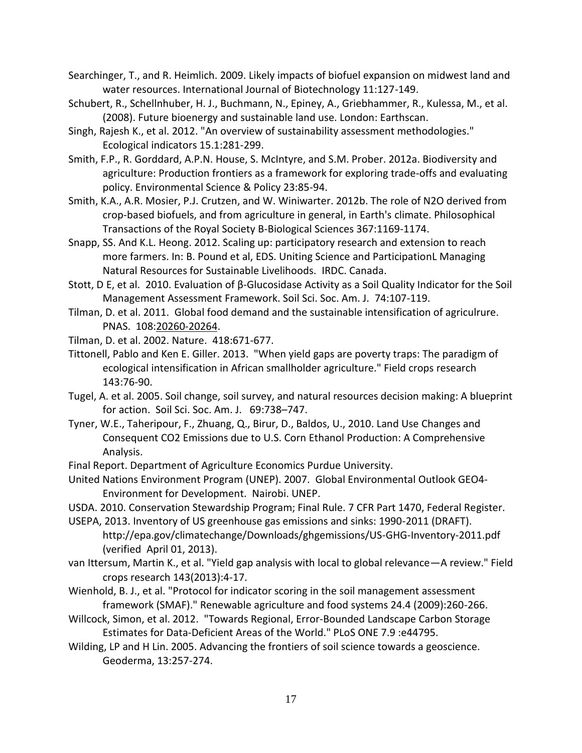Searchinger, T., and R. Heimlich. 2009. Likely impacts of biofuel expansion on midwest land and water resources. International Journal of Biotechnology 11:127-149.

Schubert, R., Schellnhuber, H. J., Buchmann, N., Epiney, A., Griebhammer, R., Kulessa, M., et al. (2008). Future bioenergy and sustainable land use. London: Earthscan.

Singh, Rajesh K., et al. 2012. "An overview of sustainability assessment methodologies." Ecological indicators 15.1:281-299.

Smith, F.P., R. Gorddard, A.P.N. House, S. McIntyre, and S.M. Prober. 2012a. Biodiversity and agriculture: Production frontiers as a framework for exploring trade-offs and evaluating policy. Environmental Science & Policy 23:85-94.

Smith, K.A., A.R. Mosier, P.J. Crutzen, and W. Winiwarter. 2012b. The role of N2O derived from crop-based biofuels, and from agriculture in general, in Earth's climate. Philosophical Transactions of the Royal Society B-Biological Sciences 367:1169-1174.

Snapp, SS. And K.L. Heong. 2012. Scaling up: participatory research and extension to reach more farmers. In: B. Pound et al, EDS. Uniting Science and ParticipationL Managing Natural Resources for Sustainable Livelihoods. IRDC. Canada.

Stott, D E, et al. 2010. Evaluation of β-Glucosidase Activity as a Soil Quality Indicator for the Soil Management Assessment Framework. Soil Sci. Soc. Am. J. 74:107-119.

Tilman, D. et al. 2011. Global food demand and the sustainable intensification of agriculrure. PNAS. 108:20260-20264.

Tilman, D. et al. 2002. Nature. 418:671-677.

Tittonell, Pablo and Ken E. Giller. 2013. "When yield gaps are poverty traps: The paradigm of ecological intensification in African smallholder agriculture." Field crops research 143:76-90.

Tugel, A. et al. 2005. Soil change, soil survey, and natural resources decision making: A blueprint for action. Soil Sci. Soc. Am. J. 69:738–747.

Tyner, W.E., Taheripour, F., Zhuang, Q., Birur, D., Baldos, U., 2010. Land Use Changes and Consequent CO2 Emissions due to U.S. Corn Ethanol Production: A Comprehensive Analysis.

Final Report. Department of Agriculture Economics Purdue University.

United Nations Environment Program (UNEP). 2007. Global Environmental Outlook GEO4-Environment for Development. Nairobi. UNEP.

USDA. 2010. Conservation Stewardship Program; Final Rule. 7 CFR Part 1470, Federal Register.

USEPA, 2013. Inventory of US greenhouse gas emissions and sinks: 1990-2011 (DRAFT). http://epa.gov/climatechange/Downloads/ghgemissions/US-GHG-Inventory-2011.pdf (verified April 01, 2013).

van Ittersum, Martin K., et al. "Yield gap analysis with local to global relevance—A review." Field crops research 143(2013):4-17.

Wienhold, B. J., et al. "Protocol for indicator scoring in the soil management assessment framework (SMAF)." Renewable agriculture and food systems 24.4 (2009):260-266.

Willcock, Simon, et al. 2012. "Towards Regional, Error-Bounded Landscape Carbon Storage Estimates for Data-Deficient Areas of the World." PLoS ONE 7.9 :e44795.

Wilding, LP and H Lin. 2005. Advancing the frontiers of soil science towards a geoscience. Geoderma, 13:257-274.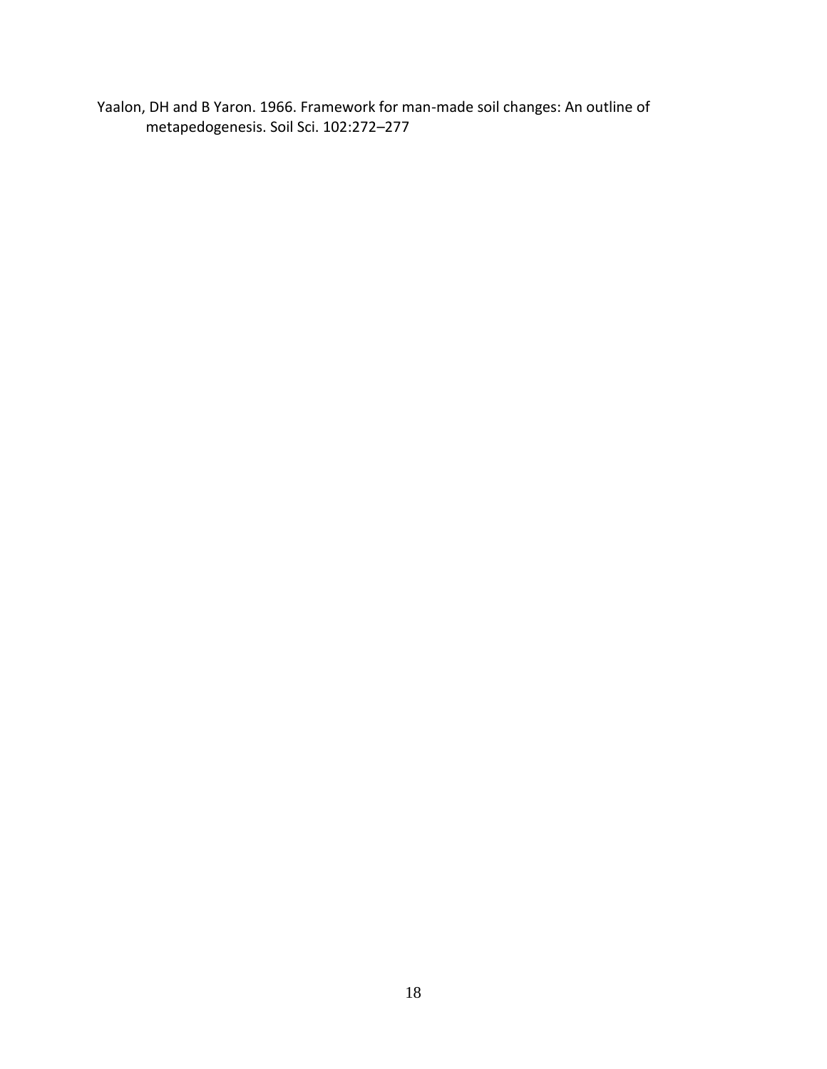Yaalon, DH and B Yaron. 1966. Framework for man-made soil changes: An outline of metapedogenesis. Soil Sci. 102:272–277